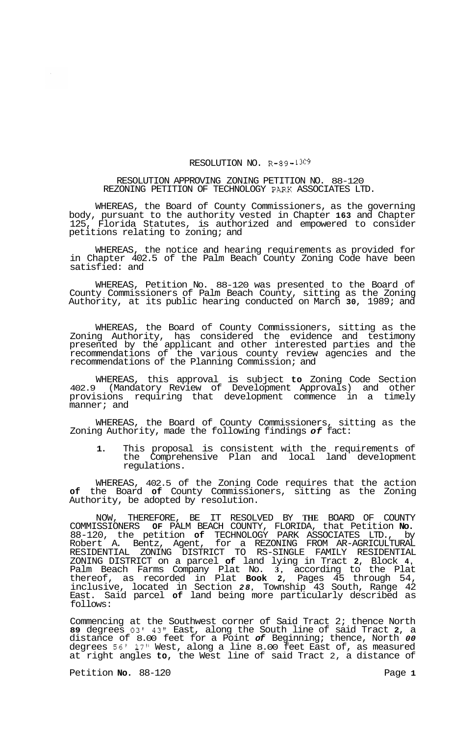RESOLUTION NO. R-89-1309

RESOLUTION APPROVING ZONING PETITION NO. 88-120
REZONING PETITION OF TECHNOLOGY PARK ASSOCIATES LTD.

WHEREAS, the Board of County Commissioners, as the governing body, pursuant to the authority vested in Chapter 163 and Chapter 125, Florida Statutes, is authorized and empowered to consider petitions relating to zoning; and

WHEREAS, the notice and hearing requirements as provided for in Chapter 402.5 of the Palm Beach County Zoning Code have been satisfied: and

WHEREAS, Petition No. 88-120 was presented to the Board of County Commissioners of Palm Beach County, sitting as the Zoning Authority, at its public hearing conducted on March 30, 1989; and

WHEREAS, the Board of County Commissioners, sitting as the Zoning Authority, has considered the evidence and testimony presented by the applicant and other interested parties and the recommendations of the various county review agencies and the recommendations of the Planning Commission; and

WHEREAS, this approval is subject to Zoning Code Section 402.9 (Mandatory Review of Development Approvals) and other provisions requiring that development commence in a timely manner; and

WHEREAS, the Board of County Commissioners, sitting as the Zoning Authority, made the following findings of fact:

1. This proposal is consistent with the requirements of the Comprehensive Plan and local land development regulations.

WHEREAS, 402.5 of the Zoning Code requires that the action of the Board of County Commissioners, sitting as the Zoning Authority, be adopted by resolution.

NOW, THEREFORE, BE IT RESOLVED BY THE BOARD OF COUNTY COMMISSIONERS OF PALM BEACH COUNTY, FLORIDA, that Petition No. 88-120, the petition of TECHNOLOGY PARK ASSOCIATES LTD., by Robert A. Bentz, Agent, for a REZONING FROM AR-AGRICULTURAL RESIDENTIAL ZONING DISTRICT TO RS-SINGLE FAMILY RESIDENTIAL ZONING DISTRICT on a parcel of land lying in Tract 2, Block 4, Palm Beach Farms Company Plat No. 3, according to the Plat thereof, as recorded in Plat Book 2, Pages 45 through 54, inclusive, located in Section 28, Township 43 South, Range 42 East. Said parcel of land being more particularly described as follows:

Commencing at the Southwest corner of Said Tract 2; thence North 89 degrees 03' 43" East, along the South line of said Tract 2, a distance of 8.00 feet for a Point of Beginning; thence, North 00 degrees 56' 17" West, along a line 8.00 feet East of, as measured at right angles to, the West line of said Tract 2, a distance of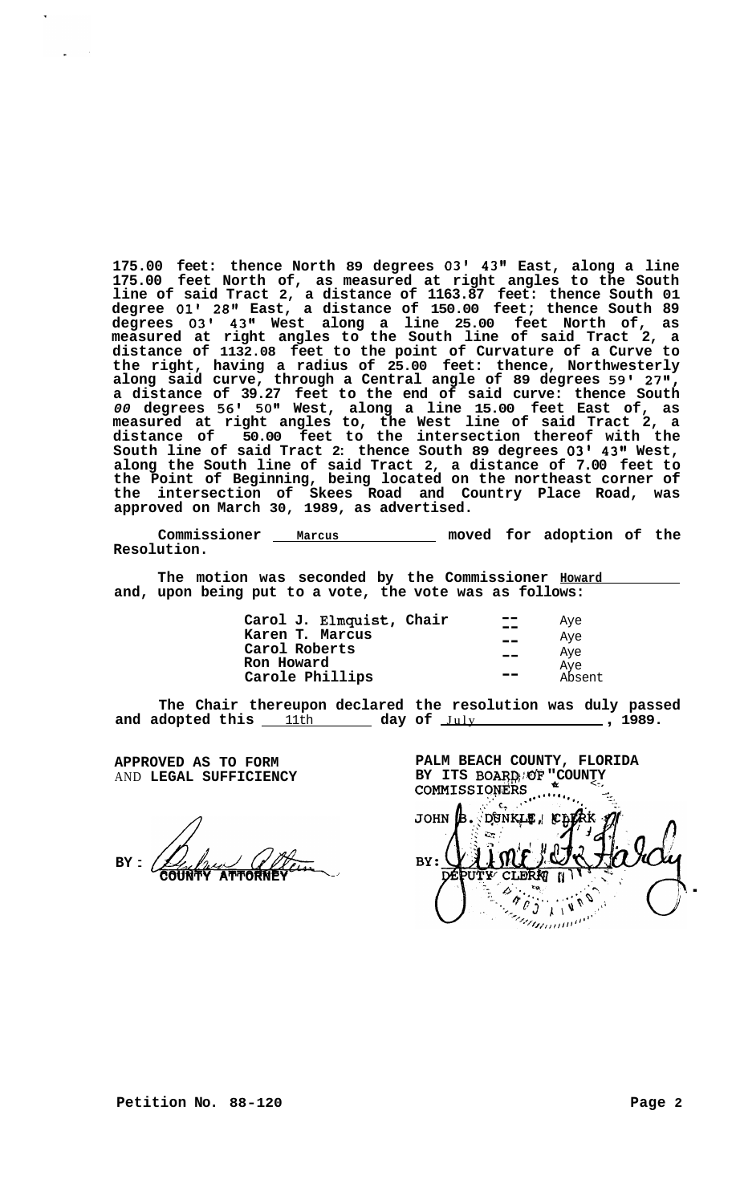175.00 feet: thence North 89 degrees 03' 43" East, along a line 175.00 feet North of, as measured at right angles to the South line of said Tract 2, a distance of 1163.87 feet: thence South 01 degree 01' 28" East, a distance of 150.00 feet; thence South 89 degrees 03' 43" West along a line 25.00 feet North of, as measured at right angles to the South line of said Tract 2, a distance of 1132.08 feet to the point of Curvature of a Curve to the right, having a radius of 25.00 feet: thence, Northwesterly along said curve, through a Central angle of 89 degrees 59' 27", a distance of 39.27 feet to the end of said curve: thence South *00* degrees 56' 50" West, along a line 15.00 feet East of, as measured at right angles to, the West line of said Tract 2, a distance of 50.00 feet to the intersection thereof with the South line of said Tract 2: thence South 89 degrees 03' 43" West, along the South line of said Tract 2, a distance of 7.00 feet to the Point of Beginning, being located on the northeast corner of the intersection of Skees Road and Country Place Road, was approved on March 30, 1989, as advertised.

Commissioner Marcus moved for adoption of the Resolution.

The motion was seconded by the Commissioner Howard and, upon being put to a vote, the vote was as follows:

| | | |
|---|---|---|
| Carol J. Elmquist, Chair | -- | Aye |
| Karen T. Marcus | -- | Aye |
| Carol Roberts | -- | Aye |
| Ron Howard | -- | Aye |
| Carole Phillips | -- | Absent |

The Chair thereupon declared the resolution was duly passed and adopted this 11th day of July, 1989.

APPROVED AS TO FORM AND LEGAL SUFFICIENCY

BY: COUNTY ATTORNEY

PALM BEACH COUNTY, FLORIDA BY ITS BOARD OF COUNTY COMMISSIONERS

JOHN B. DUNKLE, CLERK

BY: DEPUTY CLERK

Petition No. 88-120